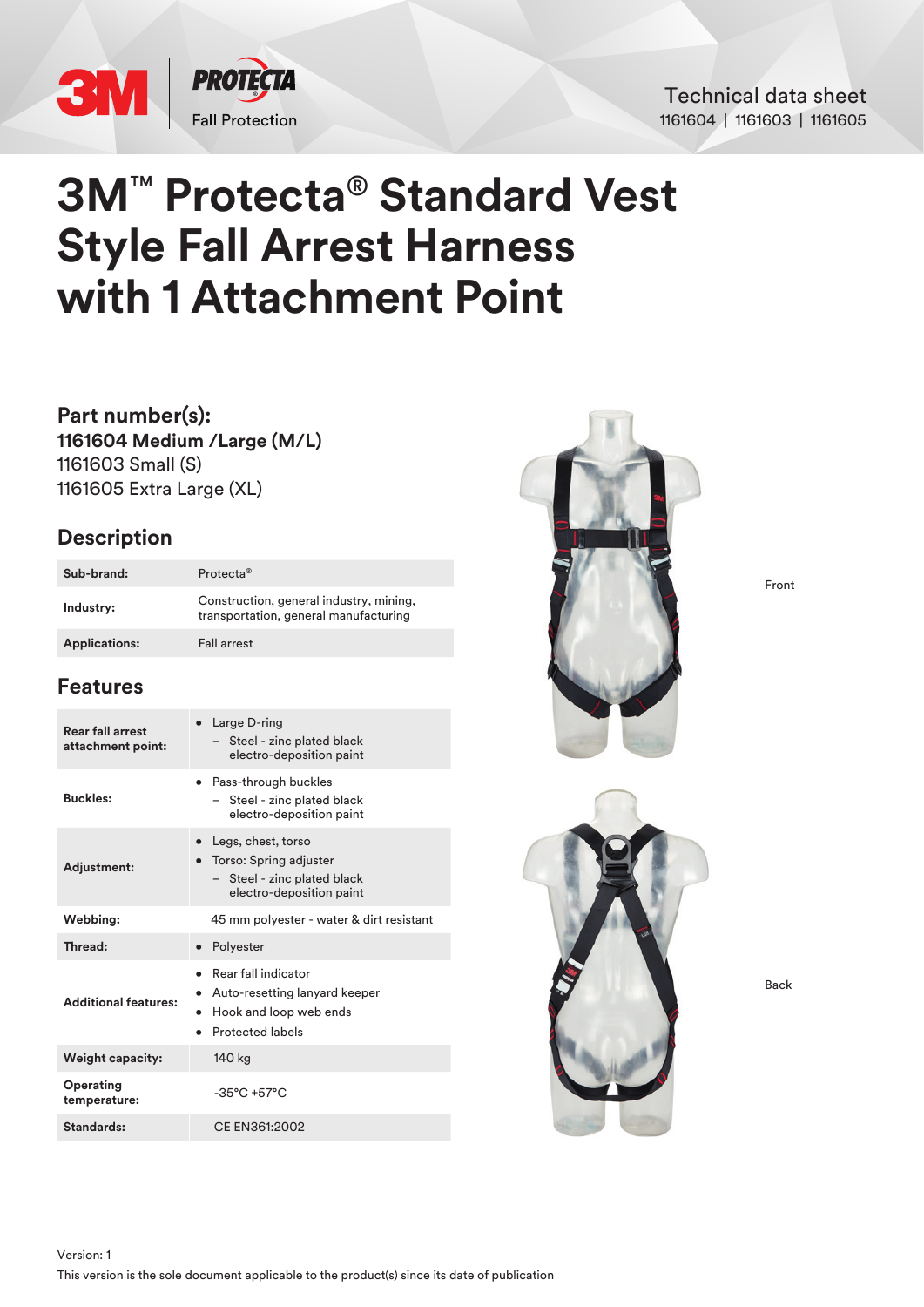3M | PROTECTA Fall Protection

Technical data sheet
1161604 | 1161603 | 1161605

# 3M™ Protecta® Standard Vest Style Fall Arrest Harness with 1 Attachment Point

## Part number(s):

**1161604 Medium /Large (M/L)**
1161603 Small (S)
1161605 Extra Large (XL)

## Description

| | |
|---|---|
| **Sub-brand:** | Protecta® |
| **Industry:** | Construction, general industry, mining, transportation, general manufacturing |
| **Applications:** | Fall arrest |

## Features

| | |
|---|---|
| **Rear fall arrest attachment point:** | • Large D-ring<br>– Steel - zinc plated black electro-deposition paint |
| **Buckles:** | • Pass-through buckles<br>– Steel - zinc plated black electro-deposition paint |
| **Adjustment:** | • Legs, chest, torso<br>• Torso: Spring adjuster<br>– Steel - zinc plated black electro-deposition paint |
| **Webbing:** | 45 mm polyester - water & dirt resistant |
| **Thread:** | • Polyester |
| **Additional features:** | • Rear fall indicator<br>• Auto-resetting lanyard keeper<br>• Hook and loop web ends<br>• Protected labels |
| **Weight capacity:** | 140 kg |
| **Operating temperature:** | -35°C +57°C |
| **Standards:** | CE EN361:2002 |

Front

Back

Version: 1
This version is the sole document applicable to the product(s) since its date of publication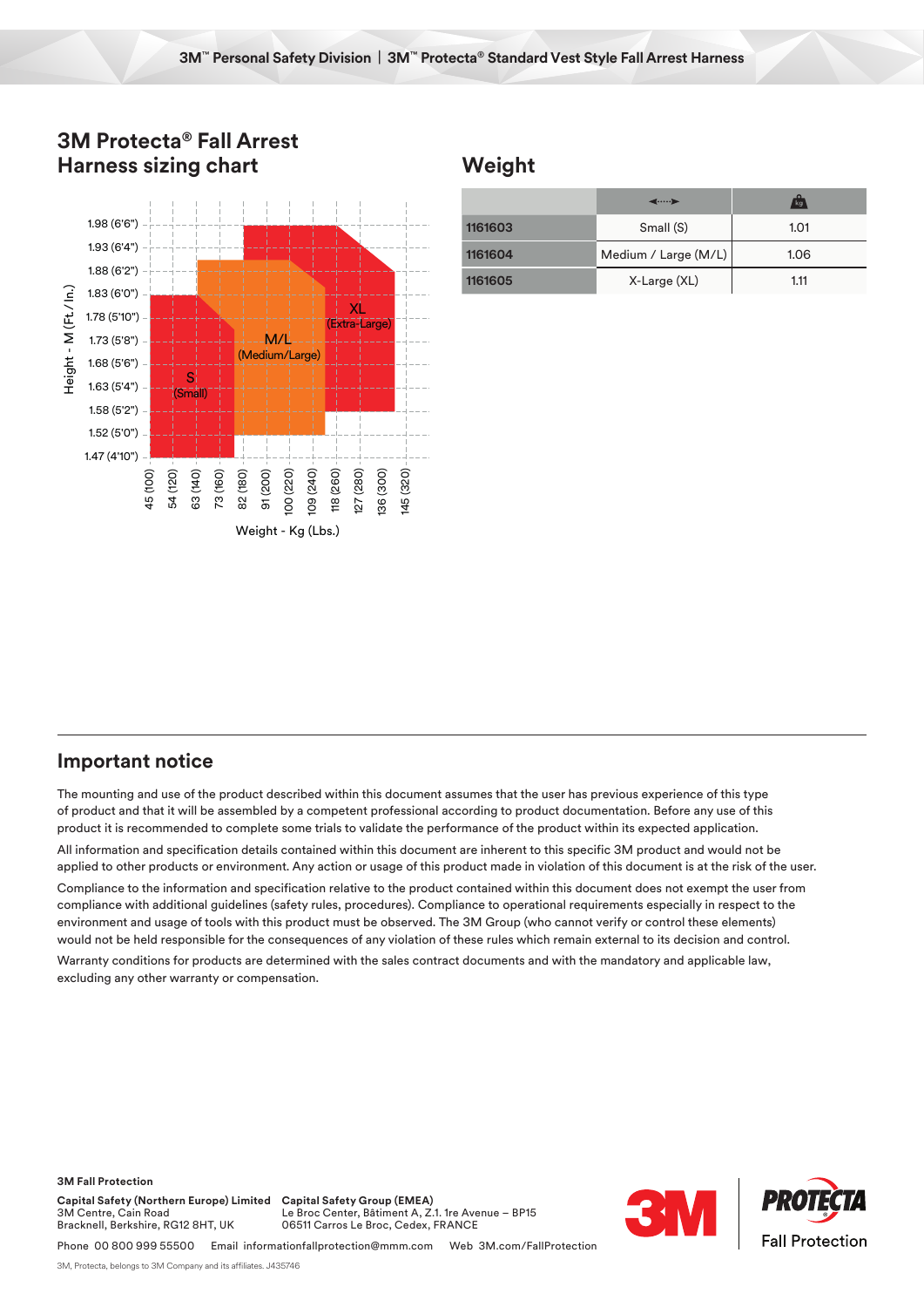## 3M Protecta® Fall Arrest Harness sizing chart

Height - M (Ft./In.)

1.98 (6'6")
1.93 (6'4")
1.88 (6'2")
1.83 (6'0")
1.78 (5'10")
1.73 (5'8")
1.68 (5'6")
1.63 (5'4")
1.58 (5'2")
1.52 (5'0")
1.47 (4'10")

45 (100)
54 (120)
63 (140)
73 (160)
82 (180)
91 (200)
100 (220)
109 (240)
118 (260)
127 (280)
136 (300)
145 (320)

Weight - Kg (Lbs.)

S (Small)
M/L (Medium/Large)
XL (Extra-Large)

## Weight

| | | kg |
|---|---|---|
| 1161603 | Small (S) | 1.01 |
| 1161604 | Medium / Large (M/L) | 1.06 |
| 1161605 | X-Large (XL) | 1.11 |

## Important notice

The mounting and use of the product described within this document assumes that the user has previous experience of this type of product and that it will be assembled by a competent professional according to product documentation. Before any use of this product it is recommended to complete some trials to validate the performance of the product within its expected application.

All information and specification details contained within this document are inherent to this specific 3M product and would not be applied to other products or environment. Any action or usage of this product made in violation of this document is at the risk of the user.

Compliance to the information and specification relative to the product contained within this document does not exempt the user from compliance with additional guidelines (safety rules, procedures). Compliance to operational requirements especially in respect to the environment and usage of tools with this product must be observed. The 3M Group (who cannot verify or control these elements) would not be held responsible for the consequences of any violation of these rules which remain external to its decision and control.

Warranty conditions for products are determined with the sales contract documents and with the mandatory and applicable law, excluding any other warranty or compensation.

**3M Fall Protection**

**Capital Safety (Northern Europe) Limited**
3M Centre, Cain Road
Bracknell, Berkshire, RG12 8HT, UK

**Capital Safety Group (EMEA)**
Le Broc Center, Bâtiment A, Z.1. 1re Avenue – BP15
06511 Carros Le Broc, Cedex, FRANCE

Phone 00 800 999 55500 Email informationfallprotection@mmm.com Web 3M.com/FallProtection

3M, Protecta, belongs to 3M Company and its affiliates. J435746

PROTECTA Fall Protection